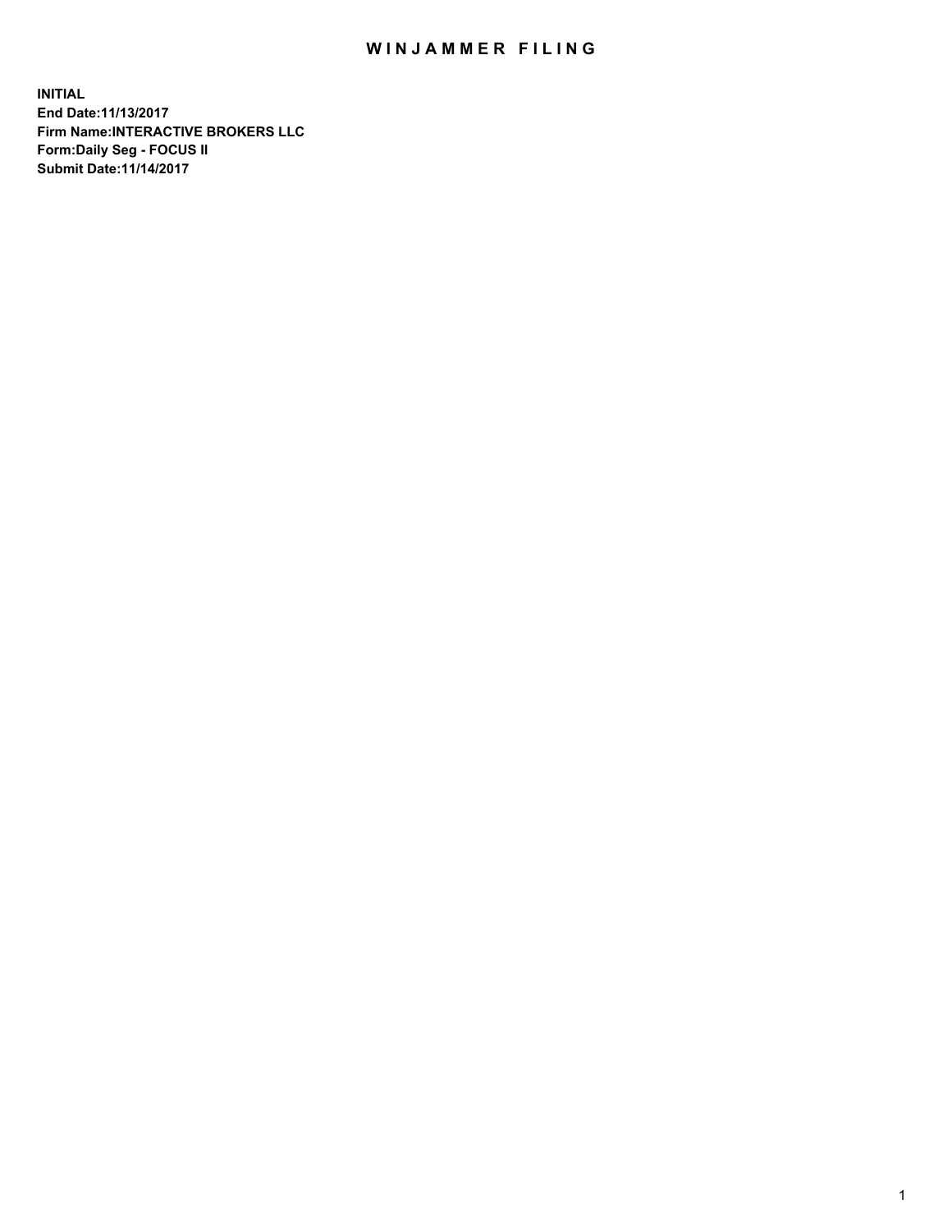# WINJAMMER FILING

**INITIAL**
**End Date:11/13/2017**
**Firm Name:INTERACTIVE BROKERS LLC**
**Form:Daily Seg - FOCUS II**
**Submit Date:11/14/2017**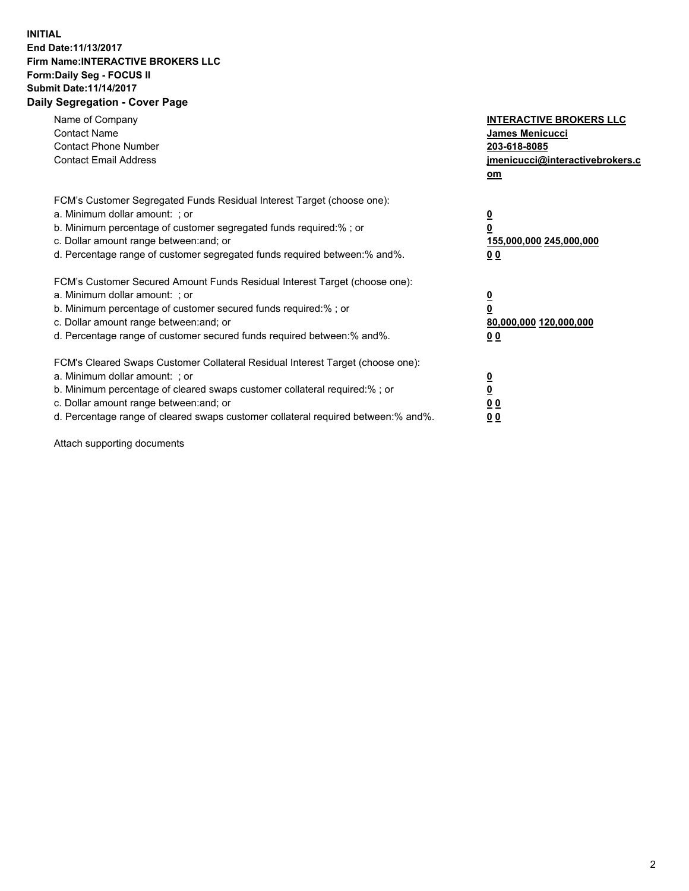**INITIAL**
**End Date:11/13/2017**
**Firm Name:INTERACTIVE BROKERS LLC**
**Form:Daily Seg - FOCUS II**
**Submit Date:11/14/2017**
**Daily Segregation - Cover Page**

| | |
|---|---|
| Name of Company | **INTERACTIVE BROKERS LLC** |
| Contact Name | **James Menicucci** |
| Contact Phone Number | **203-618-8085** |
| Contact Email Address | **jmenicucci@interactivebrokers.com** |

FCM's Customer Segregated Funds Residual Interest Target (choose one):

| | |
|---|---|
| a. Minimum dollar amount: ; or | **0** |
| b. Minimum percentage of customer segregated funds required:% ; or | **0** |
| c. Dollar amount range between:and; or | **155,000,000 245,000,000** |
| d. Percentage range of customer segregated funds required between:% and%. | **0 0** |

FCM's Customer Secured Amount Funds Residual Interest Target (choose one):

| | |
|---|---|
| a. Minimum dollar amount: ; or | **0** |
| b. Minimum percentage of customer secured funds required:% ; or | **0** |
| c. Dollar amount range between:and; or | **80,000,000 120,000,000** |
| d. Percentage range of customer secured funds required between:% and%. | **0 0** |

FCM's Cleared Swaps Customer Collateral Residual Interest Target (choose one):

| | |
|---|---|
| a. Minimum dollar amount: ; or | **0** |
| b. Minimum percentage of cleared swaps customer collateral required:% ; or | **0** |
| c. Dollar amount range between:and; or | **0 0** |
| d. Percentage range of cleared swaps customer collateral required between:% and%. | **0 0** |

Attach supporting documents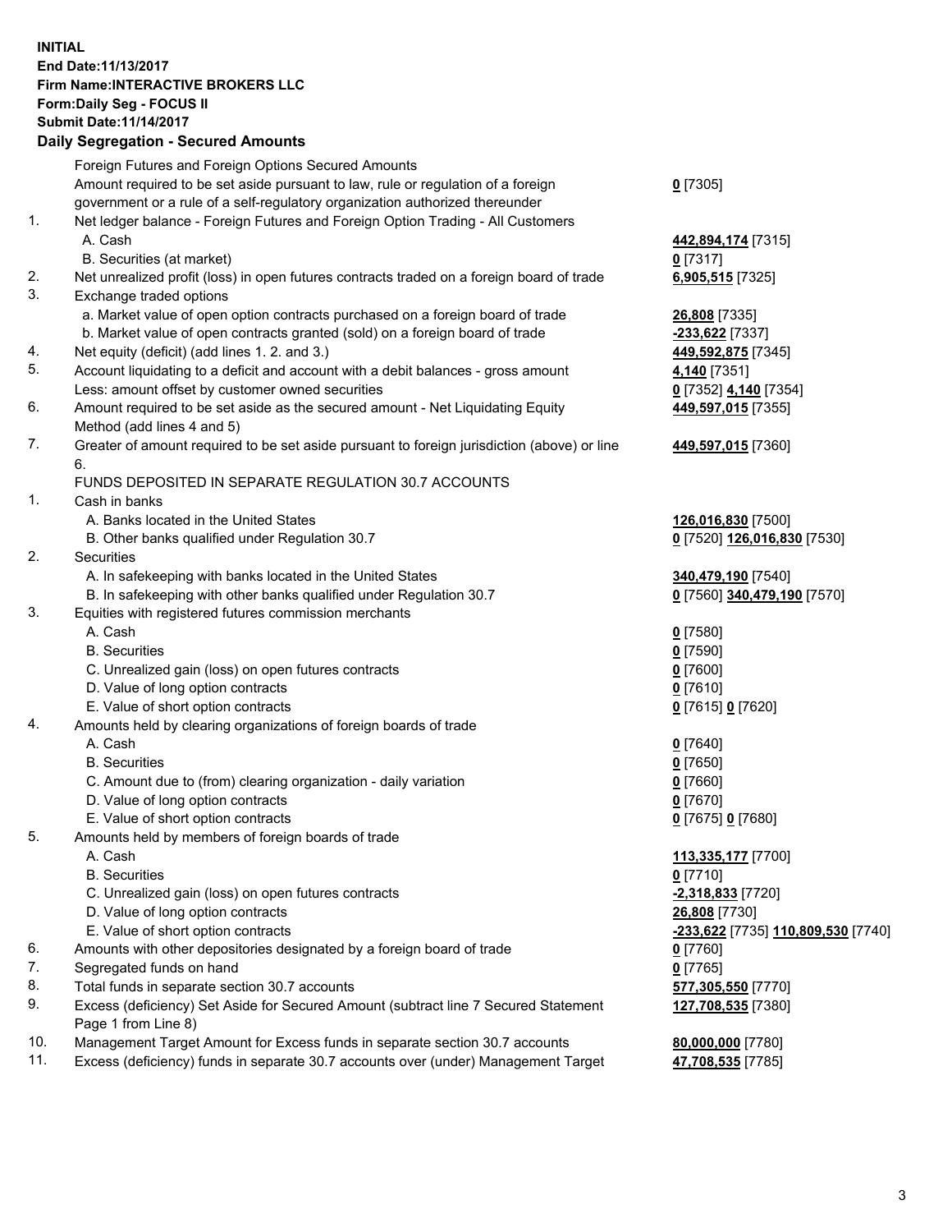**INITIAL**
**End Date:11/13/2017**
**Firm Name:INTERACTIVE BROKERS LLC**
**Form:Daily Seg - FOCUS II**
**Submit Date:11/14/2017**

## Daily Segregation - Secured Amounts

| | | |
|---|---|---|
| | Foreign Futures and Foreign Options Secured Amounts | |
| | Amount required to be set aside pursuant to law, rule or regulation of a foreign government or a rule of a self-regulatory organization authorized thereunder | 0 [7305] |
| 1. | Net ledger balance - Foreign Futures and Foreign Option Trading - All Customers | |
| | A. Cash | 442,894,174 [7315] |
| | B. Securities (at market) | 0 [7317] |
| 2. | Net unrealized profit (loss) in open futures contracts traded on a foreign board of trade | 6,905,515 [7325] |
| 3. | Exchange traded options | |
| | a. Market value of open option contracts purchased on a foreign board of trade | 26,808 [7335] |
| | b. Market value of open contracts granted (sold) on a foreign board of trade | -233,622 [7337] |
| 4. | Net equity (deficit) (add lines 1. 2. and 3.) | 449,592,875 [7345] |
| 5. | Account liquidating to a deficit and account with a debit balances - gross amount | 4,140 [7351] |
| | Less: amount offset by customer owned securities | 0 [7352] 4,140 [7354] |
| 6. | Amount required to be set aside as the secured amount - Net Liquidating Equity Method (add lines 4 and 5) | 449,597,015 [7355] |
| 7. | Greater of amount required to be set aside pursuant to foreign jurisdiction (above) or line 6. | 449,597,015 [7360] |
| | FUNDS DEPOSITED IN SEPARATE REGULATION 30.7 ACCOUNTS | |
| 1. | Cash in banks | |
| | A. Banks located in the United States | 126,016,830 [7500] |
| | B. Other banks qualified under Regulation 30.7 | 0 [7520] 126,016,830 [7530] |
| 2. | Securities | |
| | A. In safekeeping with banks located in the United States | 340,479,190 [7540] |
| | B. In safekeeping with other banks qualified under Regulation 30.7 | 0 [7560] 340,479,190 [7570] |
| 3. | Equities with registered futures commission merchants | |
| | A. Cash | 0 [7580] |
| | B. Securities | 0 [7590] |
| | C. Unrealized gain (loss) on open futures contracts | 0 [7600] |
| | D. Value of long option contracts | 0 [7610] |
| | E. Value of short option contracts | 0 [7615] 0 [7620] |
| 4. | Amounts held by clearing organizations of foreign boards of trade | |
| | A. Cash | 0 [7640] |
| | B. Securities | 0 [7650] |
| | C. Amount due to (from) clearing organization - daily variation | 0 [7660] |
| | D. Value of long option contracts | 0 [7670] |
| | E. Value of short option contracts | 0 [7675] 0 [7680] |
| 5. | Amounts held by members of foreign boards of trade | |
| | A. Cash | 113,335,177 [7700] |
| | B. Securities | 0 [7710] |
| | C. Unrealized gain (loss) on open futures contracts | -2,318,833 [7720] |
| | D. Value of long option contracts | 26,808 [7730] |
| | E. Value of short option contracts | -233,622 [7735] 110,809,530 [7740] |
| 6. | Amounts with other depositories designated by a foreign board of trade | 0 [7760] |
| 7. | Segregated funds on hand | 0 [7765] |
| 8. | Total funds in separate section 30.7 accounts | 577,305,550 [7770] |
| 9. | Excess (deficiency) Set Aside for Secured Amount (subtract line 7 Secured Statement Page 1 from Line 8) | 127,708,535 [7380] |
| 10. | Management Target Amount for Excess funds in separate section 30.7 accounts | 80,000,000 [7780] |
| 11. | Excess (deficiency) funds in separate 30.7 accounts over (under) Management Target | 47,708,535 [7785] |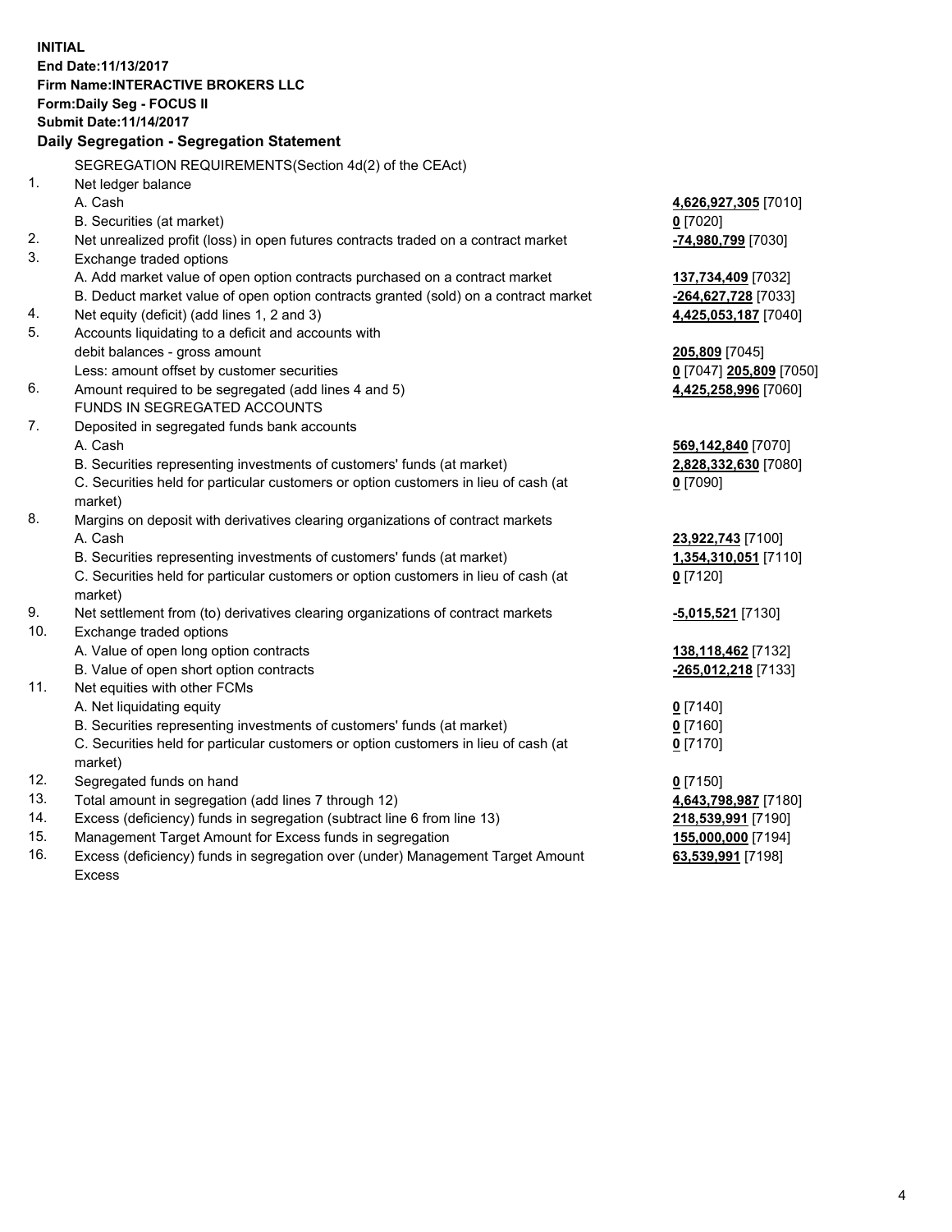**INITIAL**
**End Date:11/13/2017**
**Firm Name:INTERACTIVE BROKERS LLC**
**Form:Daily Seg - FOCUS II**
**Submit Date:11/14/2017**
**Daily Segregation - Segregation Statement**

| | | |
|---|---|---|
| | SEGREGATION REQUIREMENTS(Section 4d(2) of the CEAct) | |
| 1. | Net ledger balance | |
| | A. Cash | **4,626,927,305** [7010] |
| | B. Securities (at market) | **0** [7020] |
| 2. | Net unrealized profit (loss) in open futures contracts traded on a contract market | **-74,980,799** [7030] |
| 3. | Exchange traded options | |
| | A. Add market value of open option contracts purchased on a contract market | **137,734,409** [7032] |
| | B. Deduct market value of open option contracts granted (sold) on a contract market | **-264,627,728** [7033] |
| 4. | Net equity (deficit) (add lines 1, 2 and 3) | **4,425,053,187** [7040] |
| 5. | Accounts liquidating to a deficit and accounts with | |
| | debit balances - gross amount | **205,809** [7045] |
| | Less: amount offset by customer securities | **0** [7047] **205,809** [7050] |
| 6. | Amount required to be segregated (add lines 4 and 5) | **4,425,258,996** [7060] |
| | FUNDS IN SEGREGATED ACCOUNTS | |
| 7. | Deposited in segregated funds bank accounts | |
| | A. Cash | **569,142,840** [7070] |
| | B. Securities representing investments of customers' funds (at market) | **2,828,332,630** [7080] |
| | C. Securities held for particular customers or option customers in lieu of cash (at market) | **0** [7090] |
| 8. | Margins on deposit with derivatives clearing organizations of contract markets | |
| | A. Cash | **23,922,743** [7100] |
| | B. Securities representing investments of customers' funds (at market) | **1,354,310,051** [7110] |
| | C. Securities held for particular customers or option customers in lieu of cash (at market) | **0** [7120] |
| 9. | Net settlement from (to) derivatives clearing organizations of contract markets | **-5,015,521** [7130] |
| 10. | Exchange traded options | |
| | A. Value of open long option contracts | **138,118,462** [7132] |
| | B. Value of open short option contracts | **-265,012,218** [7133] |
| 11. | Net equities with other FCMs | |
| | A. Net liquidating equity | **0** [7140] |
| | B. Securities representing investments of customers' funds (at market) | **0** [7160] |
| | C. Securities held for particular customers or option customers in lieu of cash (at market) | **0** [7170] |
| 12. | Segregated funds on hand | **0** [7150] |
| 13. | Total amount in segregation (add lines 7 through 12) | **4,643,798,987** [7180] |
| 14. | Excess (deficiency) funds in segregation (subtract line 6 from line 13) | **218,539,991** [7190] |
| 15. | Management Target Amount for Excess funds in segregation | **155,000,000** [7194] |
| 16. | Excess (deficiency) funds in segregation over (under) Management Target Amount Excess | **63,539,991** [7198] |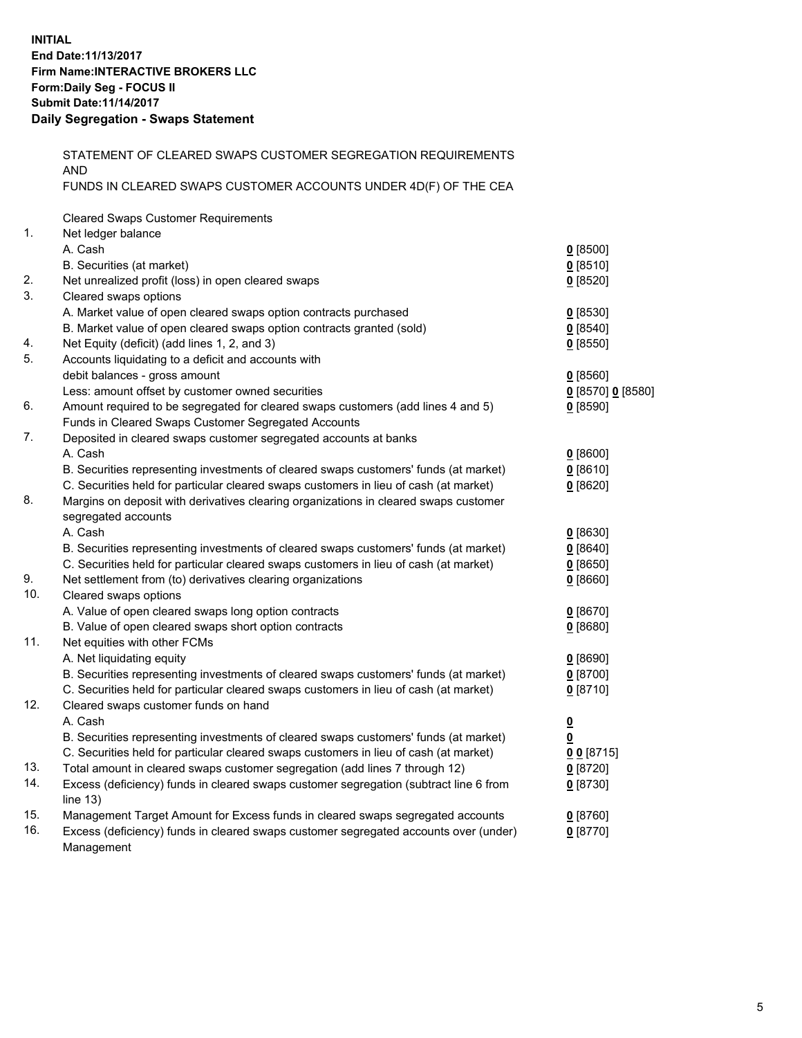**INITIAL**
**End Date:11/13/2017**
**Firm Name:INTERACTIVE BROKERS LLC**
**Form:Daily Seg - FOCUS II**
**Submit Date:11/14/2017**
**Daily Segregation - Swaps Statement**

STATEMENT OF CLEARED SWAPS CUSTOMER SEGREGATION REQUIREMENTS
AND
FUNDS IN CLEARED SWAPS CUSTOMER ACCOUNTS UNDER 4D(F) OF THE CEA

| | | |
|---|---|---|
| | Cleared Swaps Customer Requirements | |
| 1. | Net ledger balance | |
| | A. Cash | 0 [8500] |
| | B. Securities (at market) | 0 [8510] |
| 2. | Net unrealized profit (loss) in open cleared swaps | 0 [8520] |
| 3. | Cleared swaps options | |
| | A. Market value of open cleared swaps option contracts purchased | 0 [8530] |
| | B. Market value of open cleared swaps option contracts granted (sold) | 0 [8540] |
| 4. | Net Equity (deficit) (add lines 1, 2, and 3) | 0 [8550] |
| 5. | Accounts liquidating to a deficit and accounts with | |
| | debit balances - gross amount | 0 [8560] |
| | Less: amount offset by customer owned securities | 0 [8570] 0 [8580] |
| 6. | Amount required to be segregated for cleared swaps customers (add lines 4 and 5) | 0 [8590] |
| | Funds in Cleared Swaps Customer Segregated Accounts | |
| 7. | Deposited in cleared swaps customer segregated accounts at banks | |
| | A. Cash | 0 [8600] |
| | B. Securities representing investments of cleared swaps customers' funds (at market) | 0 [8610] |
| | C. Securities held for particular cleared swaps customers in lieu of cash (at market) | 0 [8620] |
| 8. | Margins on deposit with derivatives clearing organizations in cleared swaps customer segregated accounts | |
| | A. Cash | 0 [8630] |
| | B. Securities representing investments of cleared swaps customers' funds (at market) | 0 [8640] |
| | C. Securities held for particular cleared swaps customers in lieu of cash (at market) | 0 [8650] |
| 9. | Net settlement from (to) derivatives clearing organizations | 0 [8660] |
| 10. | Cleared swaps options | |
| | A. Value of open cleared swaps long option contracts | 0 [8670] |
| | B. Value of open cleared swaps short option contracts | 0 [8680] |
| 11. | Net equities with other FCMs | |
| | A. Net liquidating equity | 0 [8690] |
| | B. Securities representing investments of cleared swaps customers' funds (at market) | 0 [8700] |
| | C. Securities held for particular cleared swaps customers in lieu of cash (at market) | 0 [8710] |
| 12. | Cleared swaps customer funds on hand | |
| | A. Cash | 0 |
| | B. Securities representing investments of cleared swaps customers' funds (at market) | 0 |
| | C. Securities held for particular cleared swaps customers in lieu of cash (at market) | 0 0 [8715] |
| 13. | Total amount in cleared swaps customer segregation (add lines 7 through 12) | 0 [8720] |
| 14. | Excess (deficiency) funds in cleared swaps customer segregation (subtract line 6 from line 13) | 0 [8730] |
| 15. | Management Target Amount for Excess funds in cleared swaps segregated accounts | 0 [8760] |
| 16. | Excess (deficiency) funds in cleared swaps customer segregated accounts over (under) Management | 0 [8770] |